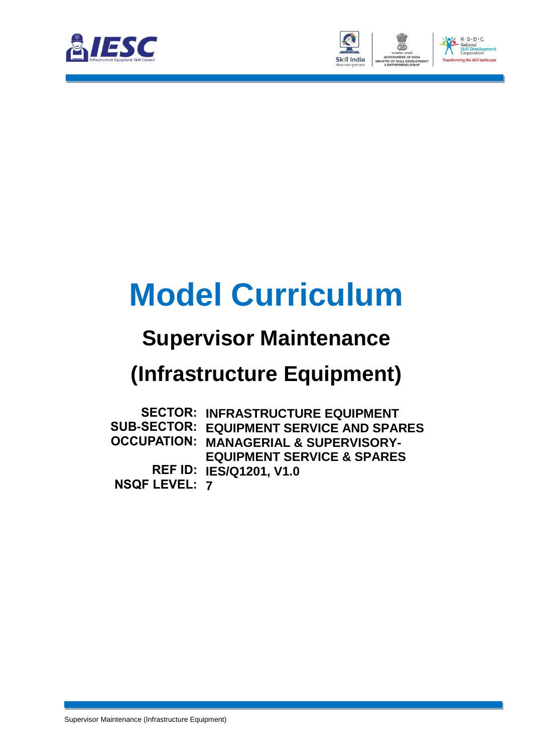# Model Curriculum

## Supervisor Maintenance

## (Infrastructure Equipment)

**SECTOR:** INFRASTRUCTURE EQUIPMENT
**SUB-SECTOR:** EQUIPMENT SERVICE AND SPARES
**OCCUPATION:** MANAGERIAL & SUPERVISORY-EQUIPMENT SERVICE & SPARES
**REF ID:** IES/Q1201, V1.0
**NSQF LEVEL:** 7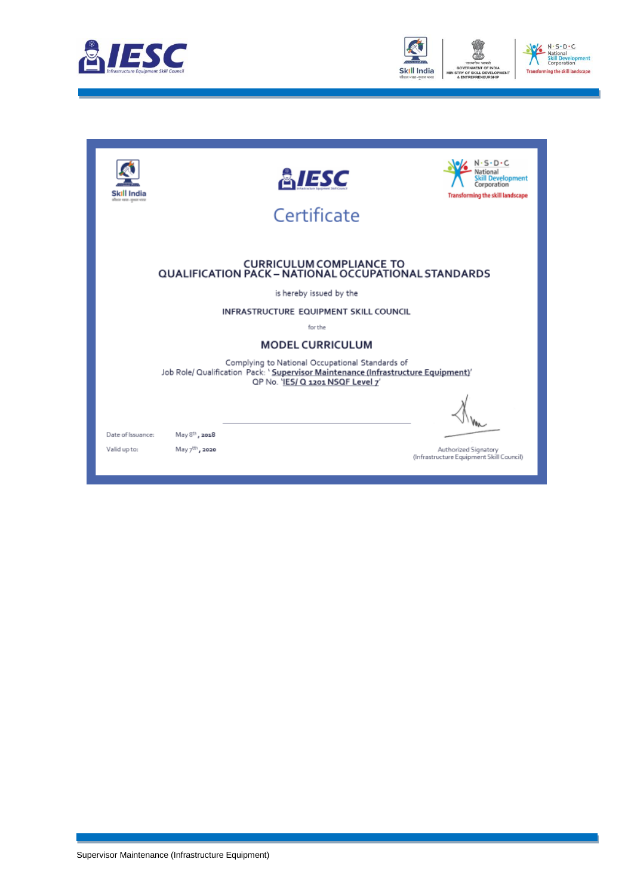# Certificate

## CURRICULUM COMPLIANCE TO QUALIFICATION PACK – NATIONAL OCCUPATIONAL STANDARDS

is hereby issued by the

**INFRASTRUCTURE EQUIPMENT SKILL COUNCIL**

for the

## MODEL CURRICULUM

Complying to National Occupational Standards of
Job Role/ Qualification Pack: '**Supervisor Maintenance (Infrastructure Equipment)**'
QP No. '**IES/ Q 1201 NSQF Level 7**'

Date of Issuance: May 8th, 2018

Valid up to: May 7th, 2020

Authorized Signatory
(Infrastructure Equipment Skill Council)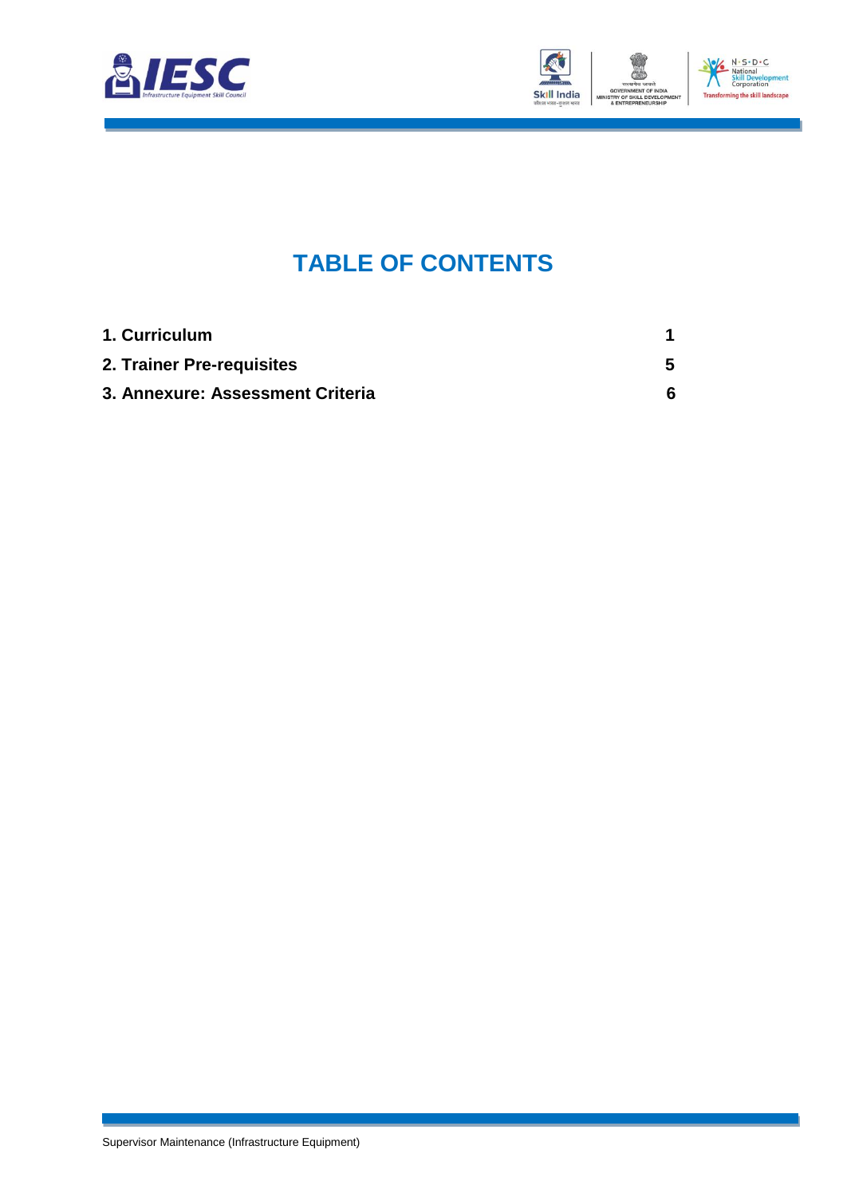# TABLE OF CONTENTS

| | |
|---|---|
| **1. Curriculum** | **1** |
| **2. Trainer Pre-requisites** | **5** |
| **3. Annexure: Assessment Criteria** | **6** |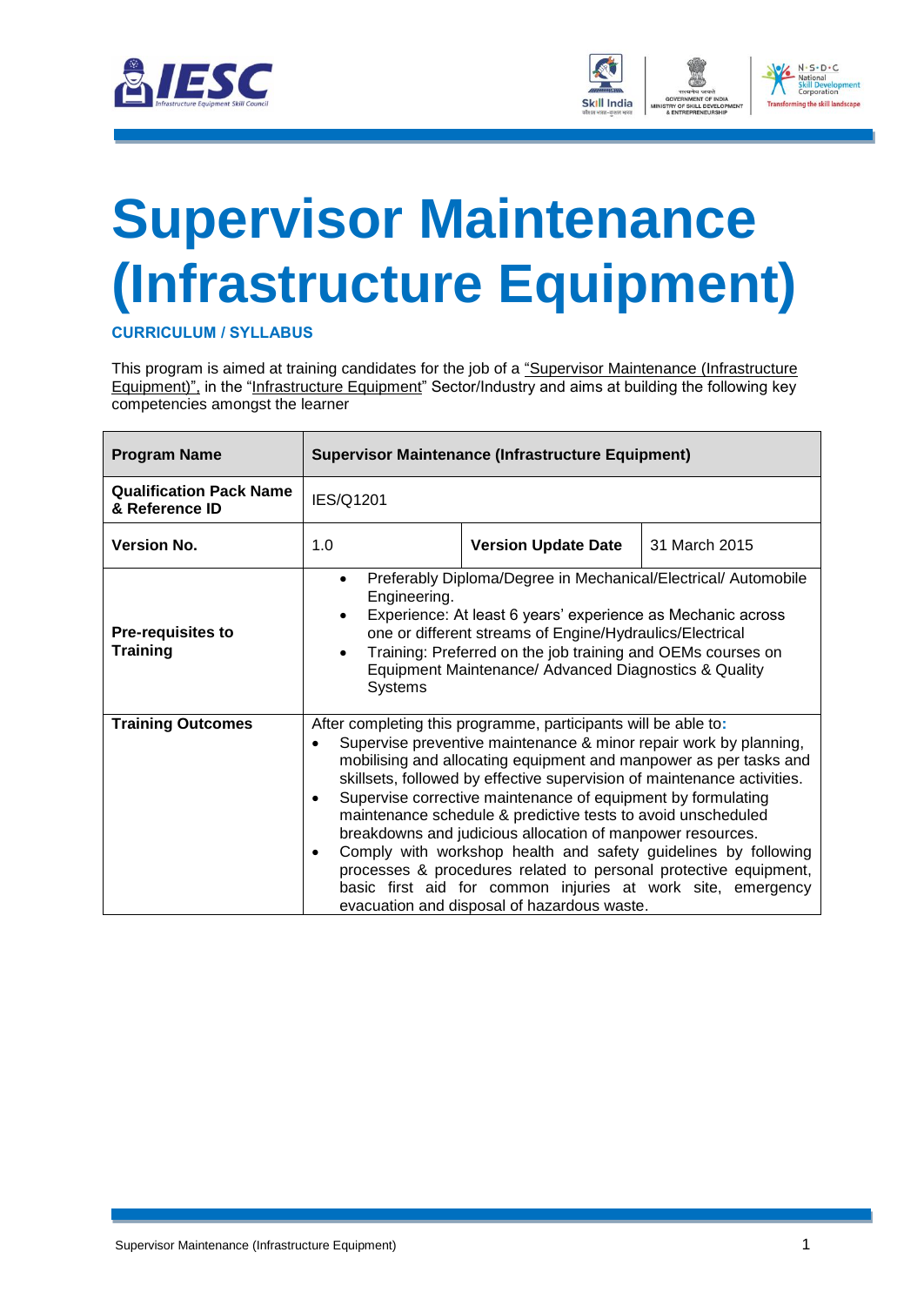# Supervisor Maintenance (Infrastructure Equipment)

**CURRICULUM / SYLLABUS**

This program is aimed at training candidates for the job of a "Supervisor Maintenance (Infrastructure Equipment)", in the "Infrastructure Equipment" Sector/Industry and aims at building the following key competencies amongst the learner

| | | | |
|---|---|---|---|
| **Program Name** | **Supervisor Maintenance (Infrastructure Equipment)** | | |
| **Qualification Pack Name & Reference ID** | IES/Q1201 | | |
| **Version No.** | 1.0 | **Version Update Date** | 31 March 2015 |
| **Pre-requisites to Training** | • Preferably Diploma/Degree in Mechanical/Electrical/ Automobile Engineering.<br>• Experience: At least 6 years' experience as Mechanic across one or different streams of Engine/Hydraulics/Electrical<br>• Training: Preferred on the job training and OEMs courses on Equipment Maintenance/ Advanced Diagnostics & Quality Systems | | |
| **Training Outcomes** | After completing this programme, participants will be able to:<br>• Supervise preventive maintenance & minor repair work by planning, mobilising and allocating equipment and manpower as per tasks and skillsets, followed by effective supervision of maintenance activities.<br>• Supervise corrective maintenance of equipment by formulating maintenance schedule & predictive tests to avoid unscheduled breakdowns and judicious allocation of manpower resources.<br>• Comply with workshop health and safety guidelines by following processes & procedures related to personal protective equipment, basic first aid for common injuries at work site, emergency evacuation and disposal of hazardous waste. | | |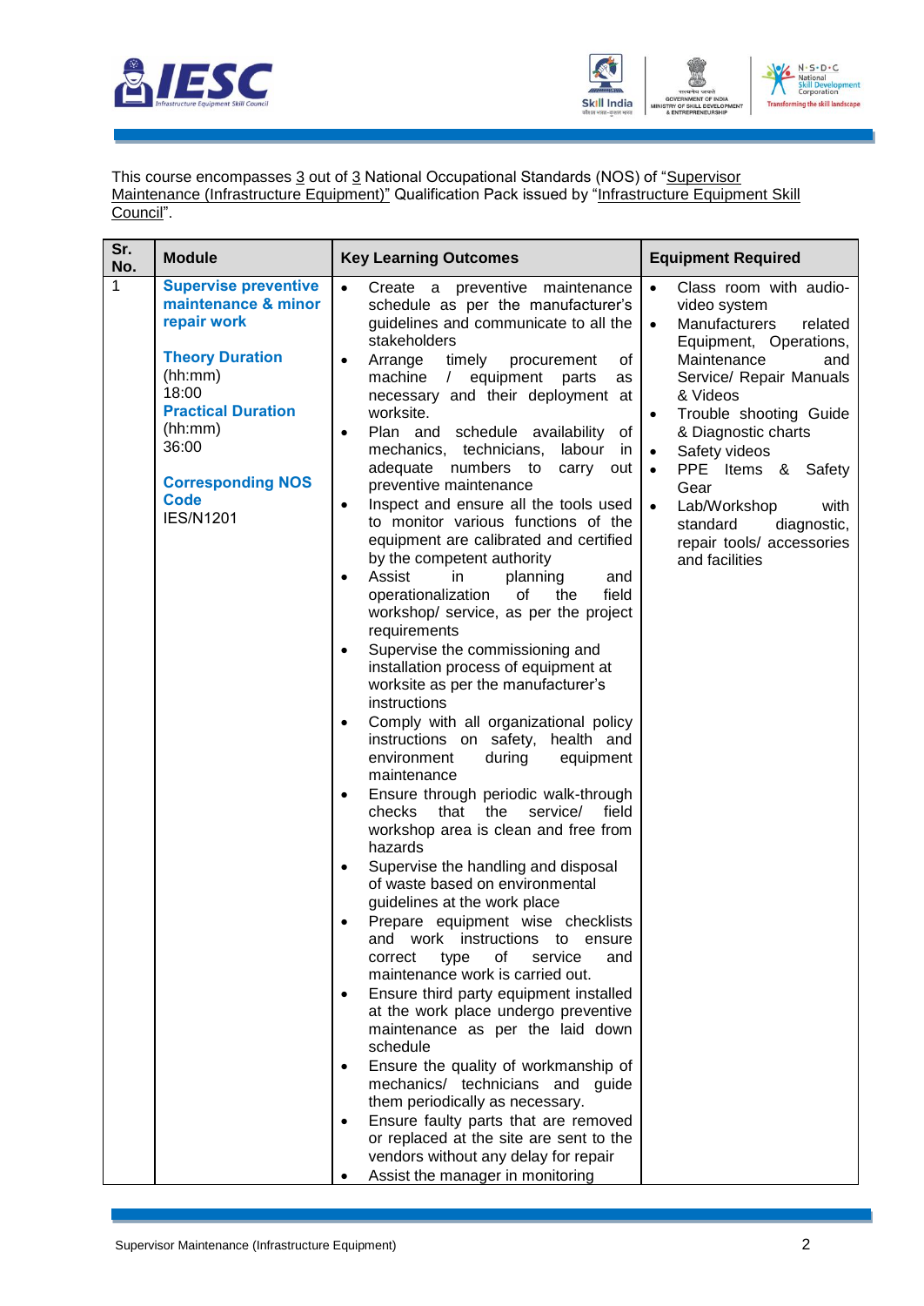This course encompasses 3 out of 3 National Occupational Standards (NOS) of "Supervisor Maintenance (Infrastructure Equipment)" Qualification Pack issued by "Infrastructure Equipment Skill Council".

| Sr. No. | Module | Key Learning Outcomes | Equipment Required |
|---|---|---|---|
| 1 | **Supervise preventive maintenance & minor repair work**<br><br>**Theory Duration** (hh:mm)<br>18:00<br>**Practical Duration** (hh:mm)<br>36:00<br><br>**Corresponding NOS Code**<br>IES/N1201 | • Create a preventive maintenance schedule as per the manufacturer's guidelines and communicate to all the stakeholders<br>• Arrange timely procurement of machine / equipment parts as necessary and their deployment at worksite.<br>• Plan and schedule availability of mechanics, technicians, labour in adequate numbers to carry out preventive maintenance<br>• Inspect and ensure all the tools used to monitor various functions of the equipment are calibrated and certified by the competent authority<br>• Assist in planning and operationalization of the field workshop/ service, as per the project requirements<br>• Supervise the commissioning and installation process of equipment at worksite as per the manufacturer's instructions<br>• Comply with all organizational policy instructions on safety, health and environment during equipment maintenance<br>• Ensure through periodic walk-through checks that the service/ field workshop area is clean and free from hazards<br>• Supervise the handling and disposal of waste based on environmental guidelines at the work place<br>• Prepare equipment wise checklists and work instructions to ensure correct type of service and maintenance work is carried out.<br>• Ensure third party equipment installed at the work place undergo preventive maintenance as per the laid down schedule<br>• Ensure the quality of workmanship of mechanics/ technicians and guide them periodically as necessary.<br>• Ensure faulty parts that are removed or replaced at the site are sent to the vendors without any delay for repair<br>• Assist the manager in monitoring | • Class room with audio-video system<br>• Manufacturers related Equipment, Operations, Maintenance and Service/ Repair Manuals & Videos<br>• Trouble shooting Guide & Diagnostic charts<br>• Safety videos<br>• PPE Items & Safety Gear<br>• Lab/Workshop with standard diagnostic, repair tools/ accessories and facilities |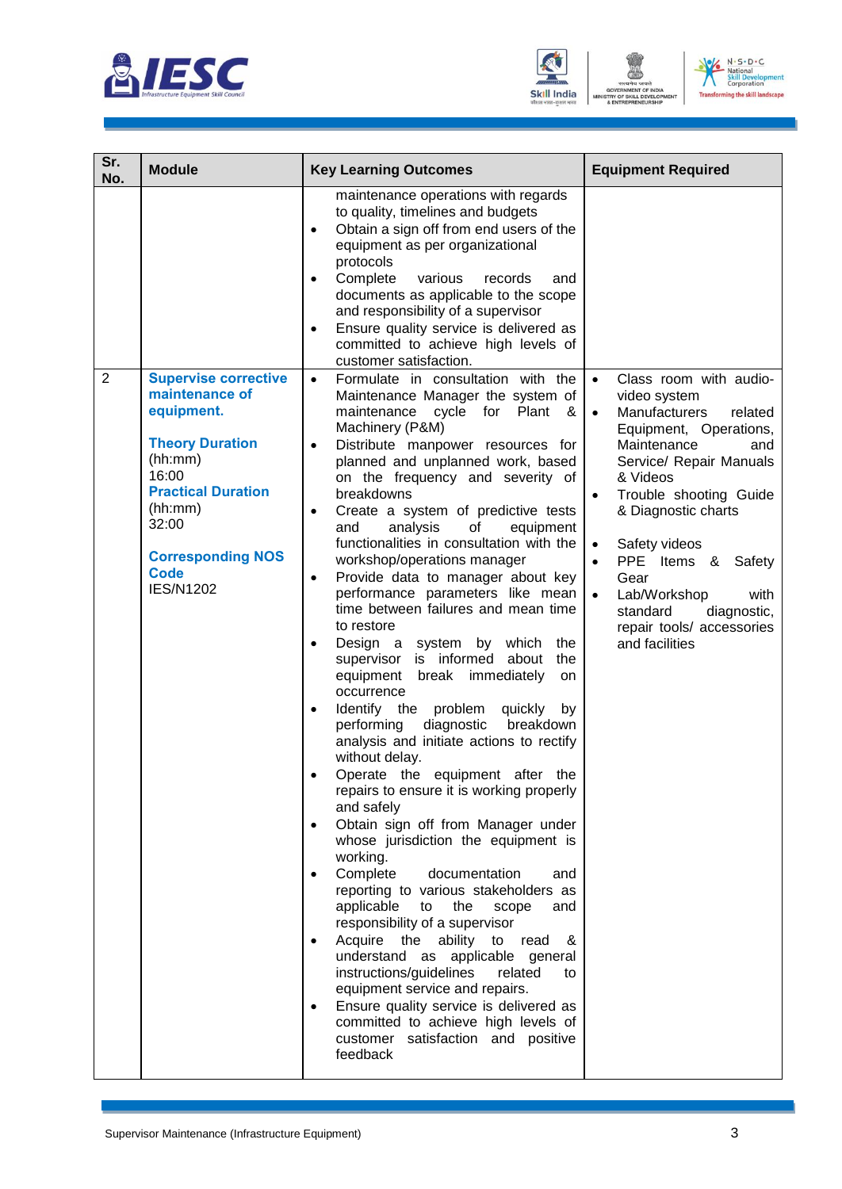| Sr. No. | Module | Key Learning Outcomes | Equipment Required |
|---|---|---|---|
| | | maintenance operations with regards to quality, timelines and budgets<br>• Obtain a sign off from end users of the equipment as per organizational protocols<br>• Complete various records and documents as applicable to the scope and responsibility of a supervisor<br>• Ensure quality service is delivered as committed to achieve high levels of customer satisfaction. | |
| 2 | **Supervise corrective maintenance of equipment.**<br><br>**Theory Duration** (hh:mm)<br>16:00<br>**Practical Duration** (hh:mm)<br>32:00<br><br>**Corresponding NOS Code**<br>IES/N1202 | • Formulate in consultation with the Maintenance Manager the system of maintenance cycle for Plant & Machinery (P&M)<br>• Distribute manpower resources for planned and unplanned work, based on the frequency and severity of breakdowns<br>• Create a system of predictive tests and analysis of equipment functionalities in consultation with the workshop/operations manager<br>• Provide data to manager about key performance parameters like mean time between failures and mean time to restore<br>• Design a system by which the supervisor is informed about the equipment break immediately on occurrence<br>• Identify the problem quickly by performing diagnostic breakdown analysis and initiate actions to rectify without delay.<br>• Operate the equipment after the repairs to ensure it is working properly and safely<br>• Obtain sign off from Manager under whose jurisdiction the equipment is working.<br>• Complete documentation and reporting to various stakeholders as applicable to the scope and responsibility of a supervisor<br>• Acquire the ability to read & understand as applicable general instructions/guidelines related to equipment service and repairs.<br>• Ensure quality service is delivered as committed to achieve high levels of customer satisfaction and positive feedback | • Class room with audio-video system<br>• Manufacturers related Equipment, Operations, Maintenance and Service/ Repair Manuals & Videos<br>• Trouble shooting Guide & Diagnostic charts<br>• Safety videos<br>• PPE Items & Safety Gear<br>• Lab/Workshop with standard diagnostic, repair tools/ accessories and facilities |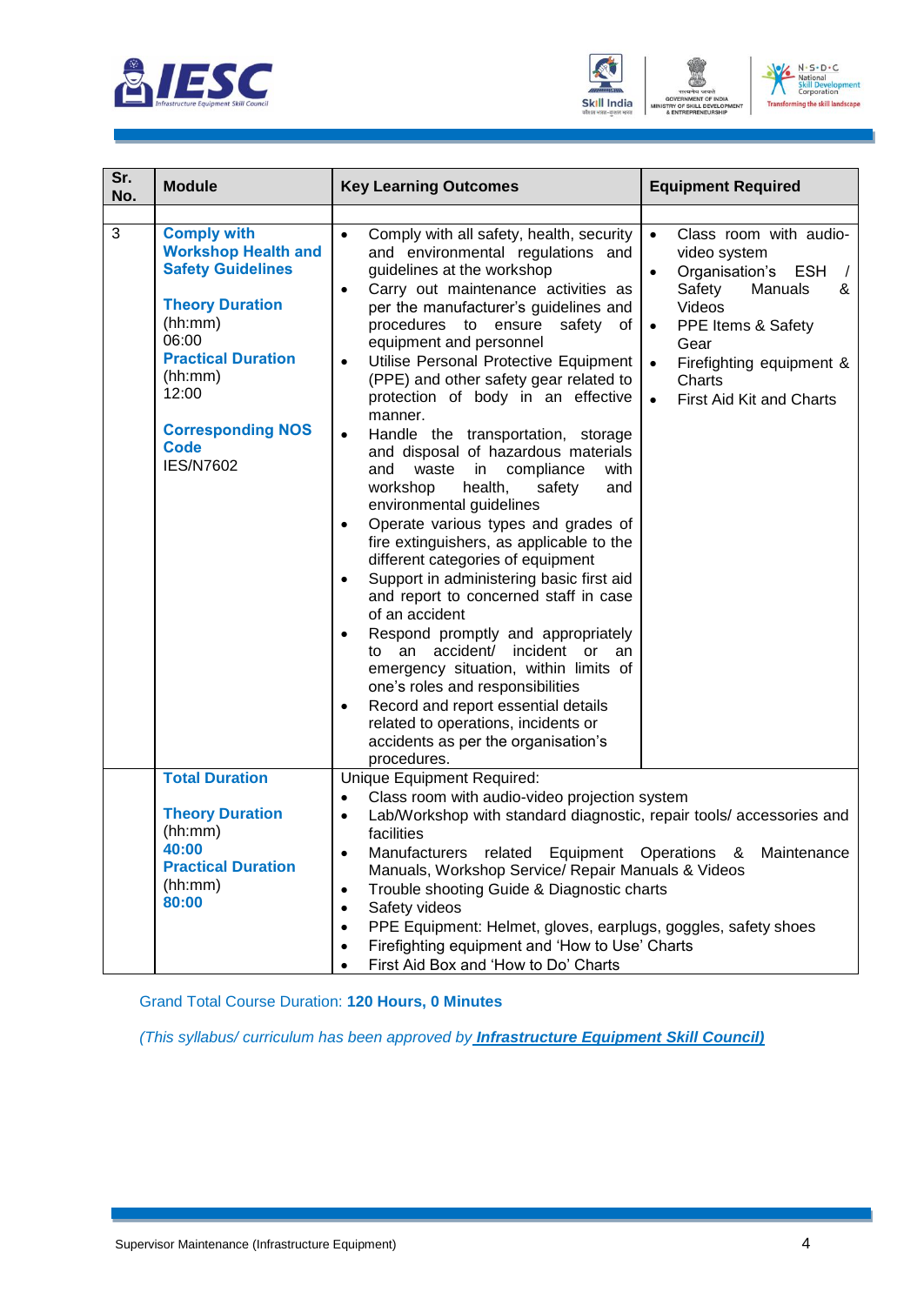| Sr. No. | Module | Key Learning Outcomes | Equipment Required |
|---|---|---|---|
| | | | |
| 3 | **Comply with Workshop Health and Safety Guidelines**<br><br>**Theory Duration** (hh:mm) 06:00<br>**Practical Duration** (hh:mm) 12:00<br><br>**Corresponding NOS Code** IES/N7602 | • Comply with all safety, health, security and environmental regulations and guidelines at the workshop<br>• Carry out maintenance activities as per the manufacturer's guidelines and procedures to ensure safety of equipment and personnel<br>• Utilise Personal Protective Equipment (PPE) and other safety gear related to protection of body in an effective manner.<br>• Handle the transportation, storage and disposal of hazardous materials and waste in compliance with workshop health, safety and environmental guidelines<br>• Operate various types and grades of fire extinguishers, as applicable to the different categories of equipment<br>• Support in administering basic first aid and report to concerned staff in case of an accident<br>• Respond promptly and appropriately to an accident/ incident or an emergency situation, within limits of one's roles and responsibilities<br>• Record and report essential details related to operations, incidents or accidents as per the organisation's procedures. | • Class room with audio-video system<br>• Organisation's ESH / Safety Manuals & Videos<br>• PPE Items & Safety Gear<br>• Firefighting equipment & Charts<br>• First Aid Kit and Charts |
| | **Total Duration**<br><br>**Theory Duration** (hh:mm) **40:00**<br>**Practical Duration** (hh:mm) **80:00** | Unique Equipment Required:<br>• Class room with audio-video projection system<br>• Lab/Workshop with standard diagnostic, repair tools/ accessories and facilities<br>• Manufacturers related Equipment Operations & Maintenance Manuals, Workshop Service/ Repair Manuals & Videos<br>• Trouble shooting Guide & Diagnostic charts<br>• Safety videos<br>• PPE Equipment: Helmet, gloves, earplugs, goggles, safety shoes<br>• Firefighting equipment and 'How to Use' Charts<br>• First Aid Box and 'How to Do' Charts | |

Grand Total Course Duration: **120 Hours, 0 Minutes**

*(This syllabus/ curriculum has been approved by* ***Infrastructure Equipment Skill Council)***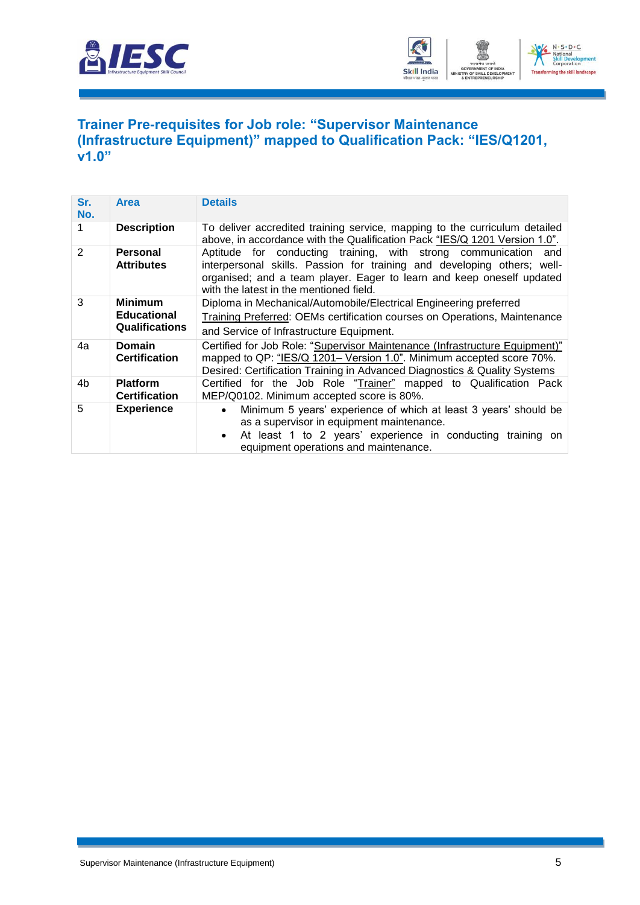## Trainer Pre-requisites for Job role: "Supervisor Maintenance (Infrastructure Equipment)" mapped to Qualification Pack: "IES/Q1201, v1.0"

| Sr. No. | Area | Details |
|---|---|---|
| 1 | **Description** | To deliver accredited training service, mapping to the curriculum detailed above, in accordance with the Qualification Pack "IES/Q 1201 Version 1.0". |
| 2 | **Personal Attributes** | Aptitude for conducting training, with strong communication and interpersonal skills. Passion for training and developing others; well-organised; and a team player. Eager to learn and keep oneself updated with the latest in the mentioned field. |
| 3 | **Minimum Educational Qualifications** | Diploma in Mechanical/Automobile/Electrical Engineering preferred<br>Training Preferred: OEMs certification courses on Operations, Maintenance and Service of Infrastructure Equipment. |
| 4a | **Domain Certification** | Certified for Job Role: "Supervisor Maintenance (Infrastructure Equipment)" mapped to QP: "IES/Q 1201– Version 1.0". Minimum accepted score 70%. Desired: Certification Training in Advanced Diagnostics & Quality Systems |
| 4b | **Platform Certification** | Certified for the Job Role "Trainer" mapped to Qualification Pack MEP/Q0102. Minimum accepted score is 80%. |
| 5 | **Experience** | • Minimum 5 years' experience of which at least 3 years' should be as a supervisor in equipment maintenance.<br>• At least 1 to 2 years' experience in conducting training on equipment operations and maintenance. |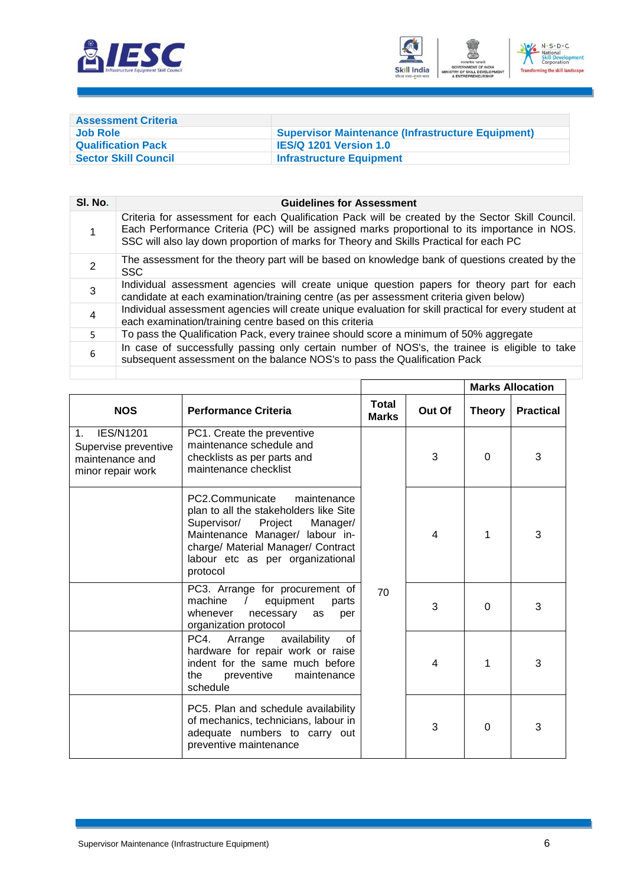| | |
|---|---|
| **Assessment Criteria** | |
| **Job Role** | **Supervisor Maintenance (Infrastructure Equipment)** |
| **Qualification Pack** | **IES/Q 1201 Version 1.0** |
| **Sector Skill Council** | **Infrastructure Equipment** |

| Sl. No. | Guidelines for Assessment |
|---|---|
| 1 | Criteria for assessment for each Qualification Pack will be created by the Sector Skill Council. Each Performance Criteria (PC) will be assigned marks proportional to its importance in NOS. SSC will also lay down proportion of marks for Theory and Skills Practical for each PC |
| 2 | The assessment for the theory part will be based on knowledge bank of questions created by the SSC |
| 3 | Individual assessment agencies will create unique question papers for theory part for each candidate at each examination/training centre (as per assessment criteria given below) |
| 4 | Individual assessment agencies will create unique evaluation for skill practical for every student at each examination/training centre based on this criteria |
| 5 | To pass the Qualification Pack, every trainee should score a minimum of 50% aggregate |
| 6 | In case of successfully passing only certain number of NOS's, the trainee is eligible to take subsequent assessment on the balance NOS's to pass the Qualification Pack |
| | |

| NOS | Performance Criteria | Total Marks | Out Of | Marks Allocation | |
|---|---|---|---|---|---|
| | | | | Theory | Practical |
| 1. IES/N1201 Supervise preventive maintenance and minor repair work | PC1. Create the preventive maintenance schedule and checklists as per parts and maintenance checklist | 70 | 3 | 0 | 3 |
| | PC2.Communicate maintenance plan to all the stakeholders like Site Supervisor/ Project Manager/ Maintenance Manager/ labour in-charge/ Material Manager/ Contract labour etc as per organizational protocol | | 4 | 1 | 3 |
| | PC3. Arrange for procurement of machine / equipment parts whenever necessary as per organization protocol | | 3 | 0 | 3 |
| | PC4. Arrange availability of hardware for repair work or raise indent for the same much before the preventive maintenance schedule | | 4 | 1 | 3 |
| | PC5. Plan and schedule availability of mechanics, technicians, labour in adequate numbers to carry out preventive maintenance | | 3 | 0 | 3 |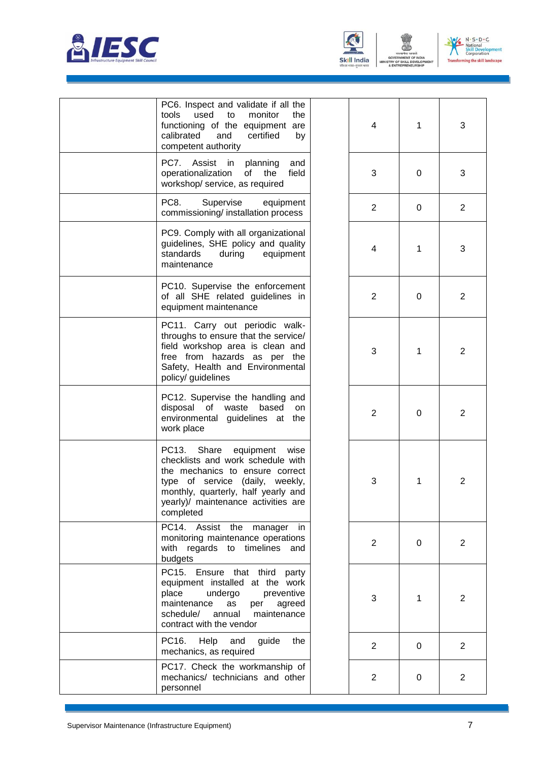| | | | | | |
|---|---|---|---|---|---|
| | PC6. Inspect and validate if all the tools used to monitor the functioning of the equipment are calibrated and certified by competent authority | | 4 | 1 | 3 |
| | PC7. Assist in planning and operationalization of the field workshop/ service, as required | | 3 | 0 | 3 |
| | PC8. Supervise equipment commissioning/ installation process | | 2 | 0 | 2 |
| | PC9. Comply with all organizational guidelines, SHE policy and quality standards during equipment maintenance | | 4 | 1 | 3 |
| | PC10. Supervise the enforcement of all SHE related guidelines in equipment maintenance | | 2 | 0 | 2 |
| | PC11. Carry out periodic walk-throughs to ensure that the service/ field workshop area is clean and free from hazards as per the Safety, Health and Environmental policy/ guidelines | | 3 | 1 | 2 |
| | PC12. Supervise the handling and disposal of waste based on environmental guidelines at the work place | | 2 | 0 | 2 |
| | PC13. Share equipment wise checklists and work schedule with the mechanics to ensure correct type of service (daily, weekly, monthly, quarterly, half yearly and yearly)/ maintenance activities are completed | | 3 | 1 | 2 |
| | PC14. Assist the manager in monitoring maintenance operations with regards to timelines and budgets | | 2 | 0 | 2 |
| | PC15. Ensure that third party equipment installed at the work place undergo preventive maintenance as per agreed schedule/ annual maintenance contract with the vendor | | 3 | 1 | 2 |
| | PC16. Help and guide the mechanics, as required | | 2 | 0 | 2 |
| | PC17. Check the workmanship of mechanics/ technicians and other personnel | | 2 | 0 | 2 |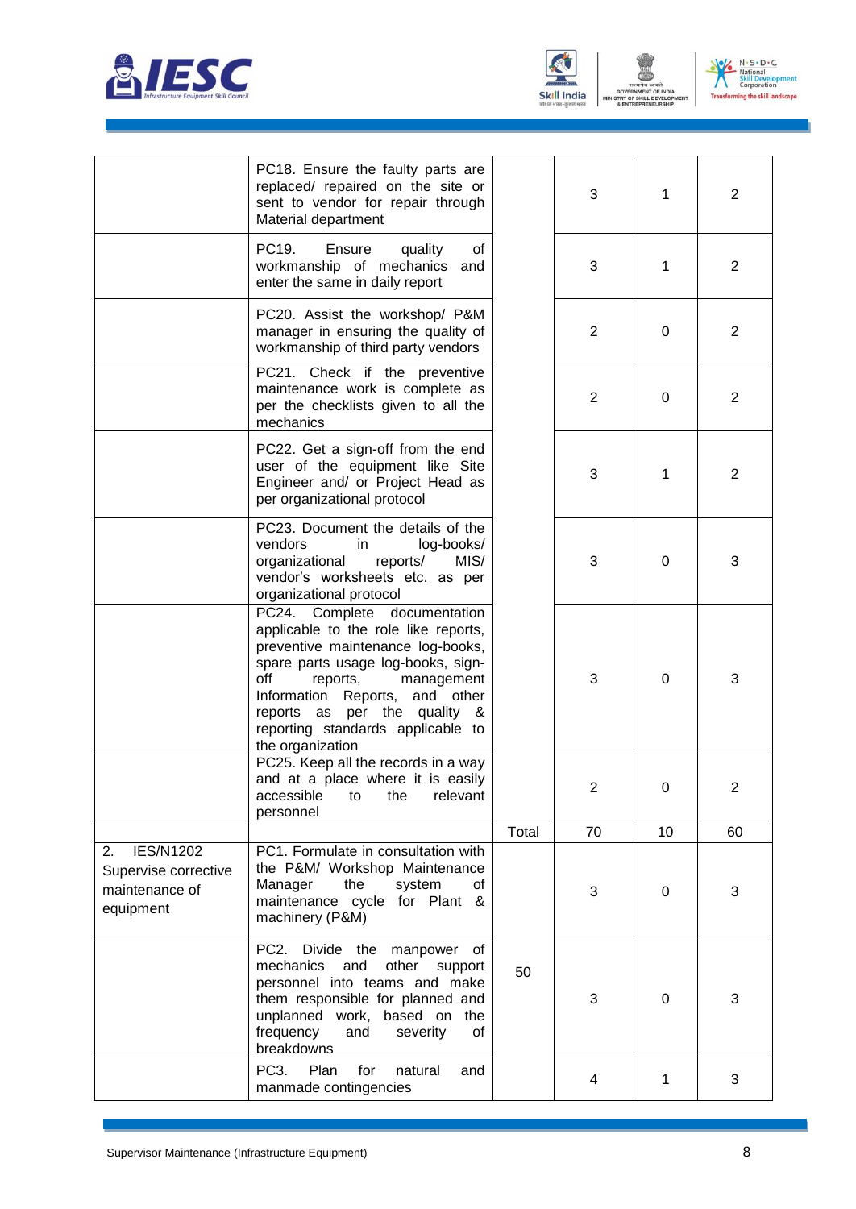| | | | | | |
|---|---|---|---|---|---|
| | PC18. Ensure the faulty parts are replaced/ repaired on the site or sent to vendor for repair through Material department | | 3 | 1 | 2 |
| | PC19. Ensure quality of workmanship of mechanics and enter the same in daily report | | 3 | 1 | 2 |
| | PC20. Assist the workshop/ P&M manager in ensuring the quality of workmanship of third party vendors | | 2 | 0 | 2 |
| | PC21. Check if the preventive maintenance work is complete as per the checklists given to all the mechanics | | 2 | 0 | 2 |
| | PC22. Get a sign-off from the end user of the equipment like Site Engineer and/ or Project Head as per organizational protocol | | 3 | 1 | 2 |
| | PC23. Document the details of the vendors in log-books/ organizational reports/ MIS/ vendor's worksheets etc. as per organizational protocol | | 3 | 0 | 3 |
| | PC24. Complete documentation applicable to the role like reports, preventive maintenance log-books, spare parts usage log-books, sign-off reports, management Information Reports, and other reports as per the quality & reporting standards applicable to the organization | | 3 | 0 | 3 |
| | PC25. Keep all the records in a way and at a place where it is easily accessible to the relevant personnel | | 2 | 0 | 2 |
| | | Total | 70 | 10 | 60 |
| 2. IES/N1202 Supervise corrective maintenance of equipment | PC1. Formulate in consultation with the P&M/ Workshop Maintenance Manager the system of maintenance cycle for Plant & machinery (P&M) | 50 | 3 | 0 | 3 |
| | PC2. Divide the manpower of mechanics and other support personnel into teams and make them responsible for planned and unplanned work, based on the frequency and severity of breakdowns | | 3 | 0 | 3 |
| | PC3. Plan for natural and manmade contingencies | | 4 | 1 | 3 |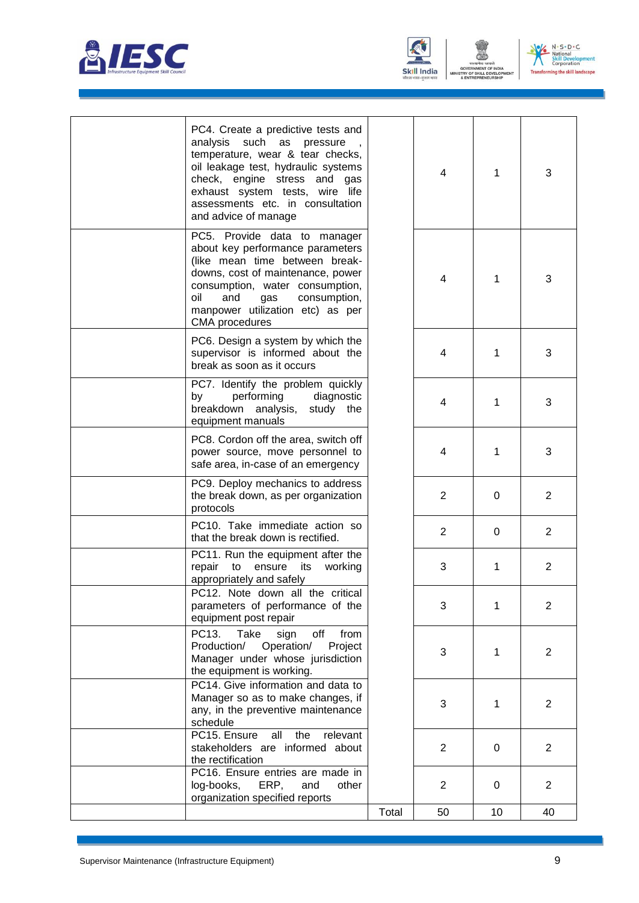| | | | | | |
|---|---|---|---|---|---|
| | PC4. Create a predictive tests and analysis such as pressure , temperature, wear & tear checks, oil leakage test, hydraulic systems check, engine stress and gas exhaust system tests, wire life assessments etc. in consultation and advice of manage | | 4 | 1 | 3 |
| | PC5. Provide data to manager about key performance parameters (like mean time between break-downs, cost of maintenance, power consumption, water consumption, oil and gas consumption, manpower utilization etc) as per CMA procedures | | 4 | 1 | 3 |
| | PC6. Design a system by which the supervisor is informed about the break as soon as it occurs | | 4 | 1 | 3 |
| | PC7. Identify the problem quickly by performing diagnostic breakdown analysis, study the equipment manuals | | 4 | 1 | 3 |
| | PC8. Cordon off the area, switch off power source, move personnel to safe area, in-case of an emergency | | 4 | 1 | 3 |
| | PC9. Deploy mechanics to address the break down, as per organization protocols | | 2 | 0 | 2 |
| | PC10. Take immediate action so that the break down is rectified. | | 2 | 0 | 2 |
| | PC11. Run the equipment after the repair to ensure its working appropriately and safely | | 3 | 1 | 2 |
| | PC12. Note down all the critical parameters of performance of the equipment post repair | | 3 | 1 | 2 |
| | PC13. Take sign off from Production/ Operation/ Project Manager under whose jurisdiction the equipment is working. | | 3 | 1 | 2 |
| | PC14. Give information and data to Manager so as to make changes, if any, in the preventive maintenance schedule | | 3 | 1 | 2 |
| | PC15. Ensure all the relevant stakeholders are informed about the rectification | | 2 | 0 | 2 |
| | PC16. Ensure entries are made in log-books, ERP, and other organization specified reports | | 2 | 0 | 2 |
| | | Total | 50 | 10 | 40 |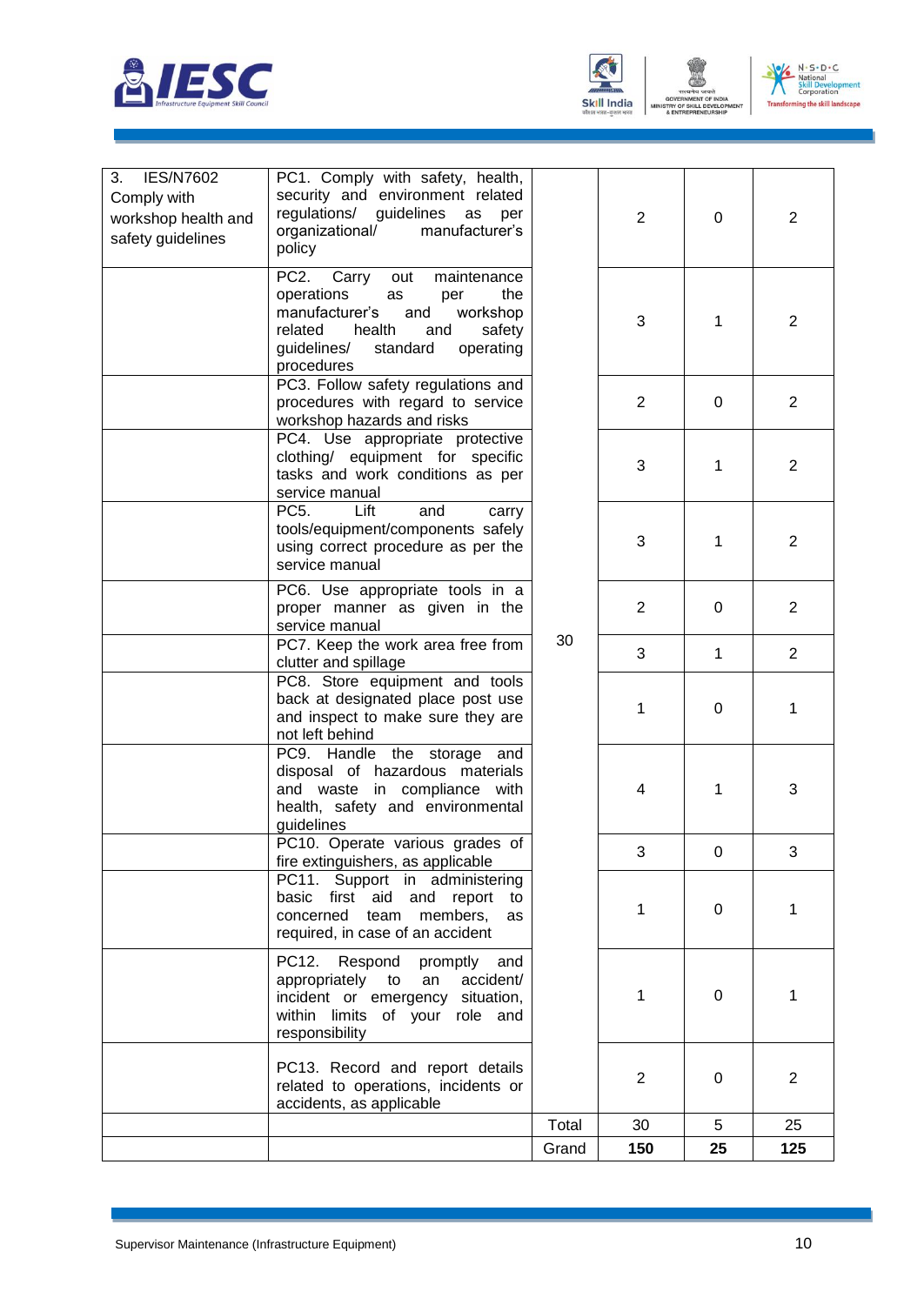| | | | | | |
|---|---|---|---|---|---|
| 3. IES/N7602 Comply with workshop health and safety guidelines | PC1. Comply with safety, health, security and environment related regulations/ guidelines as per organizational/ manufacturer's policy | 30 | 2 | 0 | 2 |
| | PC2. Carry out maintenance operations as per the manufacturer's and workshop related health and safety guidelines/ standard operating procedures | | 3 | 1 | 2 |
| | PC3. Follow safety regulations and procedures with regard to service workshop hazards and risks | | 2 | 0 | 2 |
| | PC4. Use appropriate protective clothing/ equipment for specific tasks and work conditions as per service manual | | 3 | 1 | 2 |
| | PC5. Lift and carry tools/equipment/components safely using correct procedure as per the service manual | | 3 | 1 | 2 |
| | PC6. Use appropriate tools in a proper manner as given in the service manual | | 2 | 0 | 2 |
| | PC7. Keep the work area free from clutter and spillage | | 3 | 1 | 2 |
| | PC8. Store equipment and tools back at designated place post use and inspect to make sure they are not left behind | | 1 | 0 | 1 |
| | PC9. Handle the storage and disposal of hazardous materials and waste in compliance with health, safety and environmental guidelines | | 4 | 1 | 3 |
| | PC10. Operate various grades of fire extinguishers, as applicable | | 3 | 0 | 3 |
| | PC11. Support in administering basic first aid and report to concerned team members, as required, in case of an accident | | 1 | 0 | 1 |
| | PC12. Respond promptly and appropriately to an accident/ incident or emergency situation, within limits of your role and responsibility | | 1 | 0 | 1 |
| | PC13. Record and report details related to operations, incidents or accidents, as applicable | | 2 | 0 | 2 |
| | | Total | 30 | 5 | 25 |
| | | Grand | **150** | **25** | **125** |